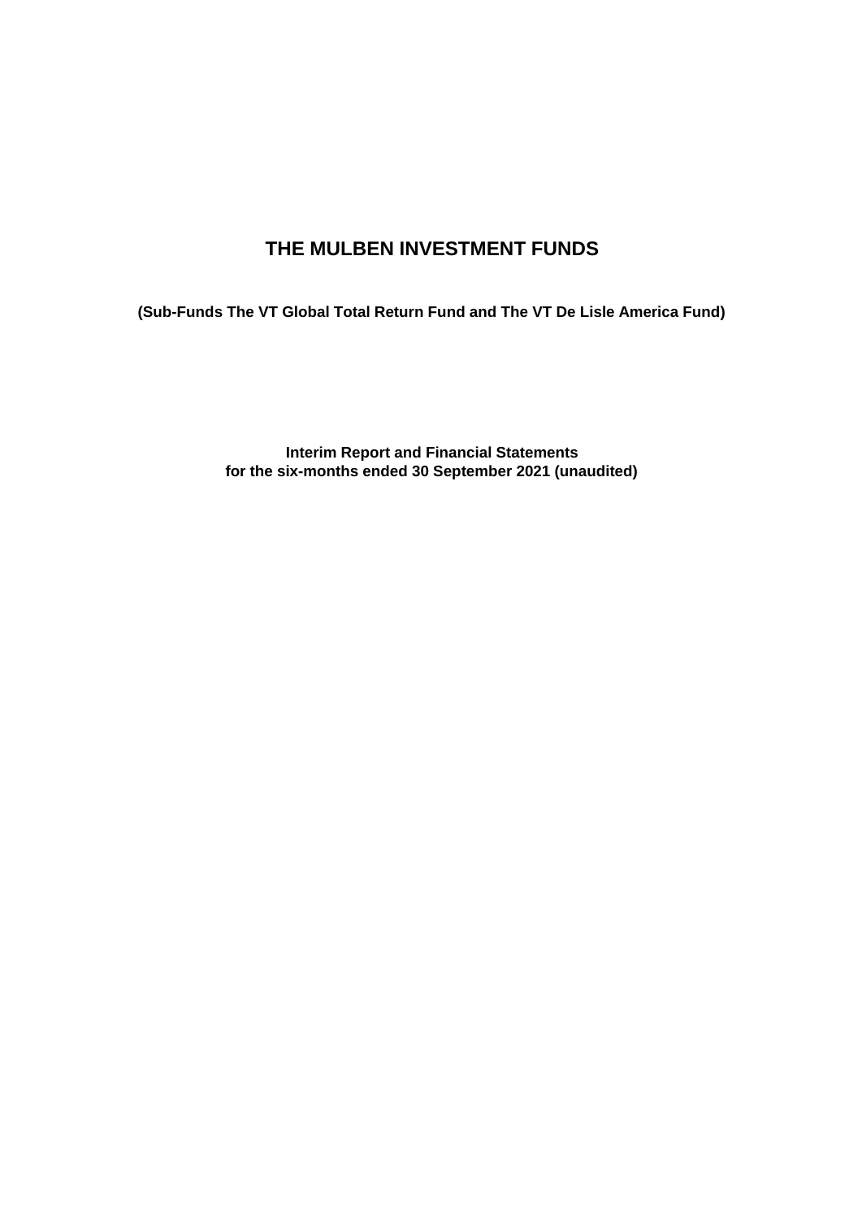# THE MULBEN INVESTMENT FUNDS

**(Sub-Funds The VT Global Total Return Fund and The VT De Lisle America Fund)**

**Interim Report and Financial Statements**
**for the six-months ended 30 September 2021 (unaudited)**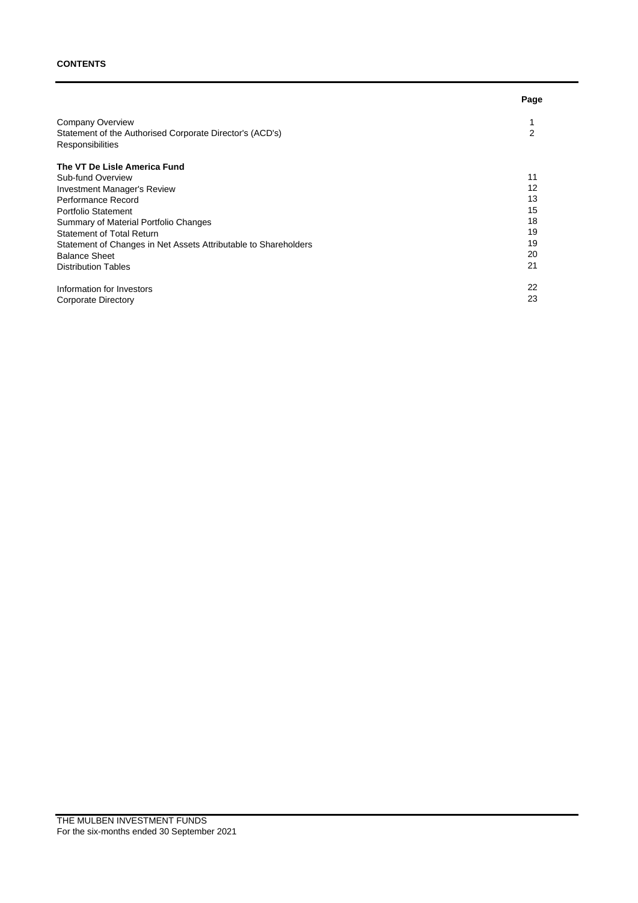**CONTENTS**

| | Page |
|---|---|
| Company Overview | 1 |
| Statement of the Authorised Corporate Director's (ACD's) Responsibilities | 2 |
| **The VT De Lisle America Fund** | |
| Sub-fund Overview | 11 |
| Investment Manager's Review | 12 |
| Performance Record | 13 |
| Portfolio Statement | 15 |
| Summary of Material Portfolio Changes | 18 |
| Statement of Total Return | 19 |
| Statement of Changes in Net Assets Attributable to Shareholders | 19 |
| Balance Sheet | 20 |
| Distribution Tables | 21 |
| Information for Investors | 22 |
| Corporate Directory | 23 |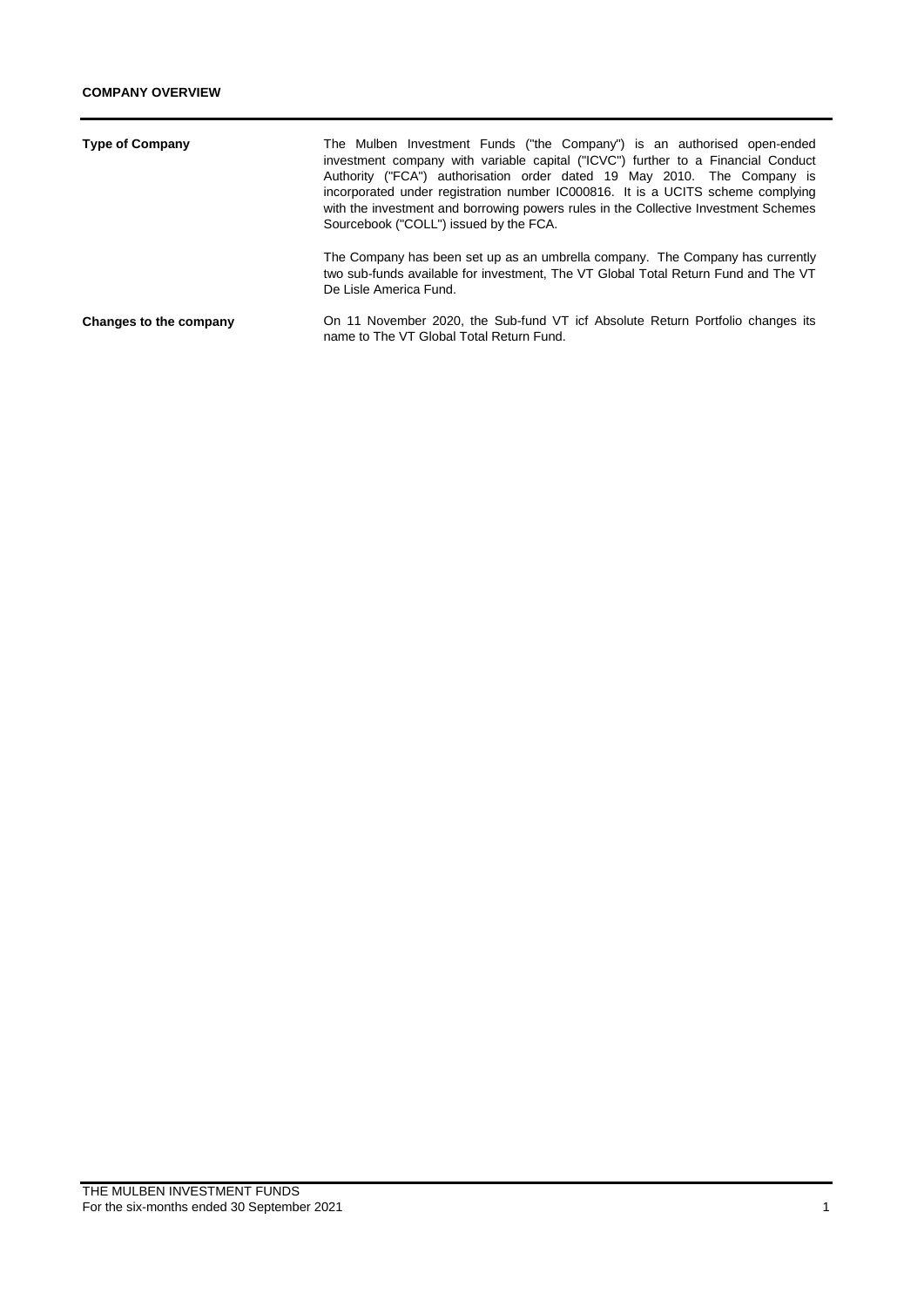## COMPANY OVERVIEW

| | |
|---|---|
| **Type of Company** | The Mulben Investment Funds ("the Company") is an authorised open-ended investment company with variable capital ("ICVC") further to a Financial Conduct Authority ("FCA") authorisation order dated 19 May 2010. The Company is incorporated under registration number IC000816. It is a UCITS scheme complying with the investment and borrowing powers rules in the Collective Investment Schemes Sourcebook ("COLL") issued by the FCA.<br><br>The Company has been set up as an umbrella company. The Company has currently two sub-funds available for investment, The VT Global Total Return Fund and The VT De Lisle America Fund. |
| **Changes to the company** | On 11 November 2020, the Sub-fund VT icf Absolute Return Portfolio changes its name to The VT Global Total Return Fund. |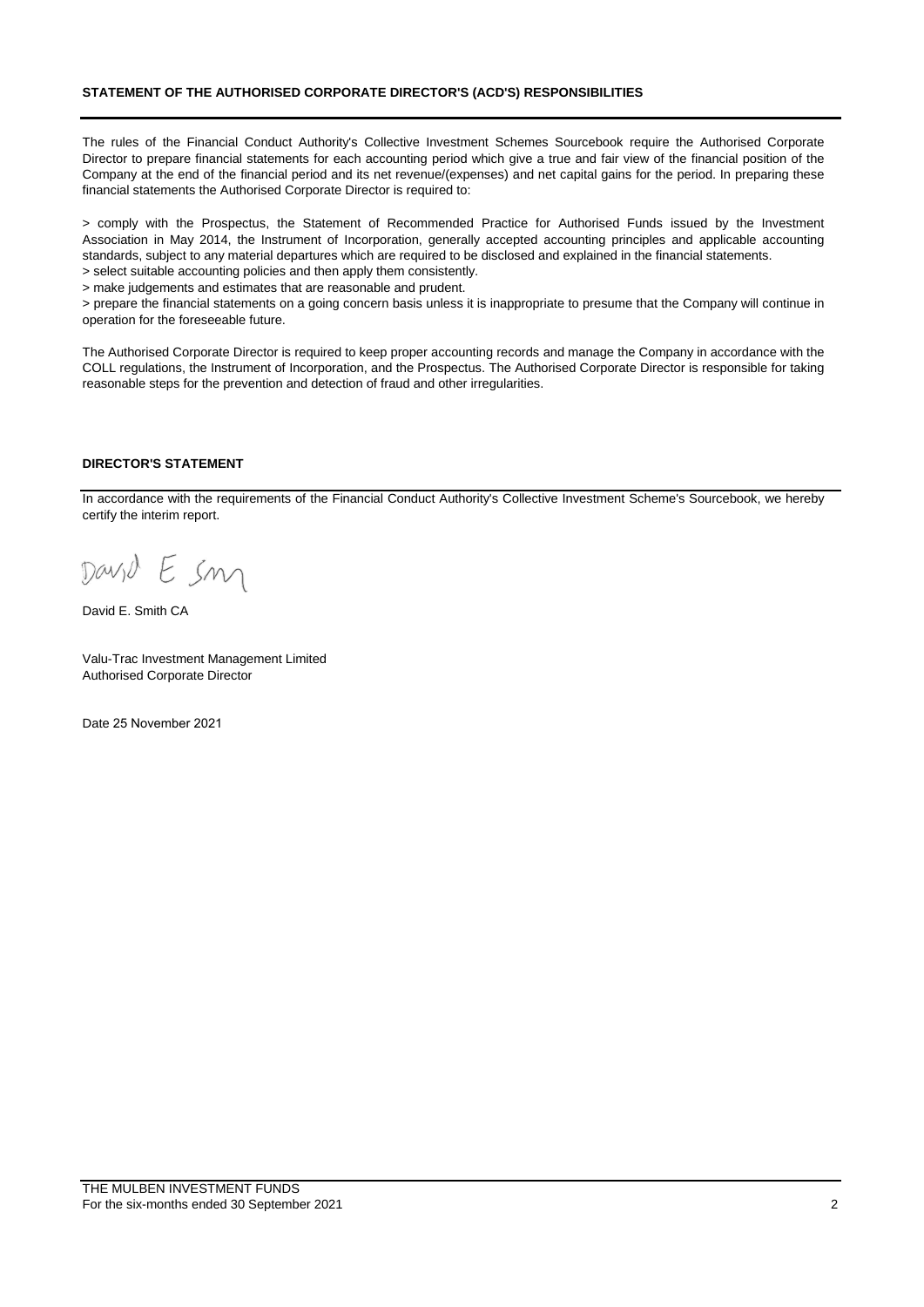## STATEMENT OF THE AUTHORISED CORPORATE DIRECTOR'S (ACD'S) RESPONSIBILITIES

The rules of the Financial Conduct Authority's Collective Investment Schemes Sourcebook require the Authorised Corporate Director to prepare financial statements for each accounting period which give a true and fair view of the financial position of the Company at the end of the financial period and its net revenue/(expenses) and net capital gains for the period. In preparing these financial statements the Authorised Corporate Director is required to:

> comply with the Prospectus, the Statement of Recommended Practice for Authorised Funds issued by the Investment Association in May 2014, the Instrument of Incorporation, generally accepted accounting principles and applicable accounting standards, subject to any material departures which are required to be disclosed and explained in the financial statements.
> select suitable accounting policies and then apply them consistently.
> make judgements and estimates that are reasonable and prudent.
> prepare the financial statements on a going concern basis unless it is inappropriate to presume that the Company will continue in operation for the foreseeable future.

The Authorised Corporate Director is required to keep proper accounting records and manage the Company in accordance with the COLL regulations, the Instrument of Incorporation, and the Prospectus. The Authorised Corporate Director is responsible for taking reasonable steps for the prevention and detection of fraud and other irregularities.

## DIRECTOR'S STATEMENT

In accordance with the requirements of the Financial Conduct Authority's Collective Investment Scheme's Sourcebook, we hereby certify the interim report.

David E Sm

David E. Smith CA

Valu-Trac Investment Management Limited
Authorised Corporate Director

Date 25 November 2021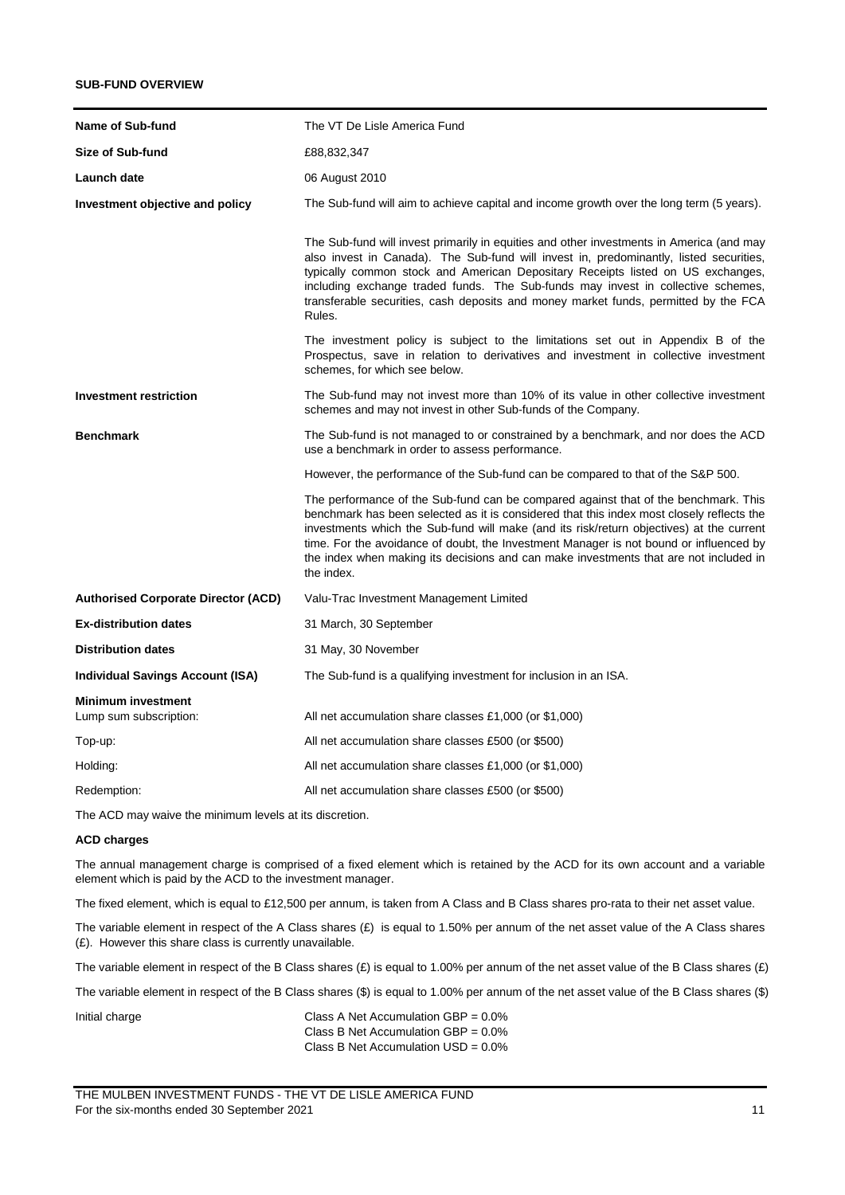## SUB-FUND OVERVIEW

| | |
|---|---|
| **Name of Sub-fund** | The VT De Lisle America Fund |
| **Size of Sub-fund** | £88,832,347 |
| **Launch date** | 06 August 2010 |
| **Investment objective and policy** | The Sub-fund will aim to achieve capital and income growth over the long term (5 years). |
| | The Sub-fund will invest primarily in equities and other investments in America (and may also invest in Canada). The Sub-fund will invest in, predominantly, listed securities, typically common stock and American Depositary Receipts listed on US exchanges, including exchange traded funds. The Sub-funds may invest in collective schemes, transferable securities, cash deposits and money market funds, permitted by the FCA Rules. |
| | The investment policy is subject to the limitations set out in Appendix B of the Prospectus, save in relation to derivatives and investment in collective investment schemes, for which see below. |
| **Investment restriction** | The Sub-fund may not invest more than 10% of its value in other collective investment schemes and may not invest in other Sub-funds of the Company. |
| **Benchmark** | The Sub-fund is not managed to or constrained by a benchmark, and nor does the ACD use a benchmark in order to assess performance. |
| | However, the performance of the Sub-fund can be compared to that of the S&P 500. |
| | The performance of the Sub-fund can be compared against that of the benchmark. This benchmark has been selected as it is considered that this index most closely reflects the investments which the Sub-fund will make (and its risk/return objectives) at the current time. For the avoidance of doubt, the Investment Manager is not bound or influenced by the index when making its decisions and can make investments that are not included in the index. |
| **Authorised Corporate Director (ACD)** | Valu-Trac Investment Management Limited |
| **Ex-distribution dates** | 31 March, 30 September |
| **Distribution dates** | 31 May, 30 November |
| **Individual Savings Account (ISA)** | The Sub-fund is a qualifying investment for inclusion in an ISA. |
| **Minimum investment** | |
| Lump sum subscription: | All net accumulation share classes £1,000 (or $1,000) |
| Top-up: | All net accumulation share classes £500 (or $500) |
| Holding: | All net accumulation share classes £1,000 (or $1,000) |
| Redemption: | All net accumulation share classes £500 (or $500) |

The ACD may waive the minimum levels at its discretion.

**ACD charges**

The annual management charge is comprised of a fixed element which is retained by the ACD for its own account and a variable element which is paid by the ACD to the investment manager.

The fixed element, which is equal to £12,500 per annum, is taken from A Class and B Class shares pro-rata to their net asset value.

The variable element in respect of the A Class shares (£) is equal to 1.50% per annum of the net asset value of the A Class shares (£). However this share class is currently unavailable.

The variable element in respect of the B Class shares (£) is equal to 1.00% per annum of the net asset value of the B Class shares (£)

The variable element in respect of the B Class shares ($) is equal to 1.00% per annum of the net asset value of the B Class shares ($)

| | |
|---|---|
| Initial charge | Class A Net Accumulation GBP = 0.0% |
| | Class B Net Accumulation GBP = 0.0% |
| | Class B Net Accumulation USD = 0.0% |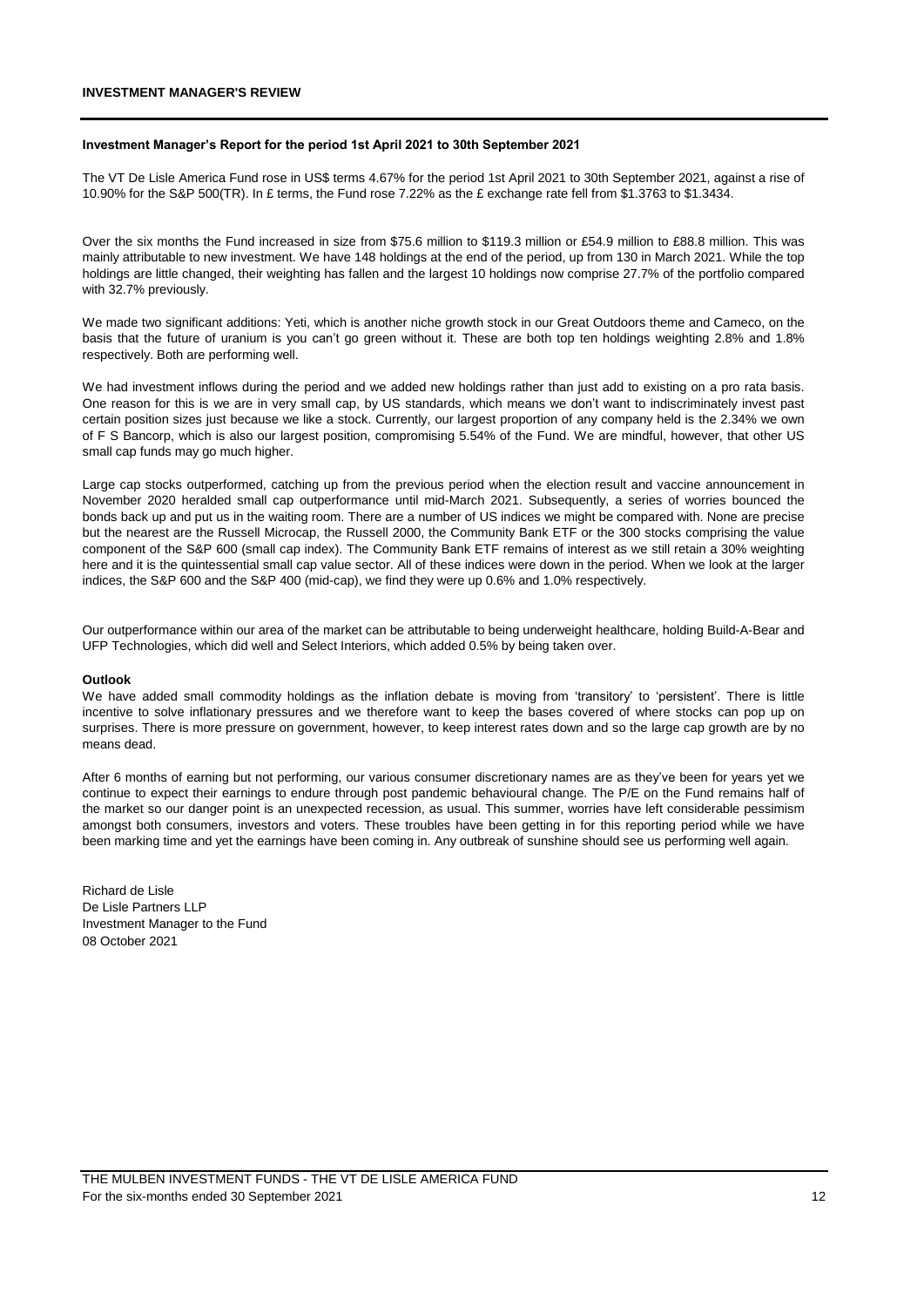## INVESTMENT MANAGER'S REVIEW

### Investment Manager's Report for the period 1st April 2021 to 30th September 2021

The VT De Lisle America Fund rose in US$ terms 4.67% for the period 1st April 2021 to 30th September 2021, against a rise of 10.90% for the S&P 500(TR). In £ terms, the Fund rose 7.22% as the £ exchange rate fell from $1.3763 to $1.3434.

Over the six months the Fund increased in size from $75.6 million to $119.3 million or £54.9 million to £88.8 million. This was mainly attributable to new investment. We have 148 holdings at the end of the period, up from 130 in March 2021. While the top holdings are little changed, their weighting has fallen and the largest 10 holdings now comprise 27.7% of the portfolio compared with 32.7% previously.

We made two significant additions: Yeti, which is another niche growth stock in our Great Outdoors theme and Cameco, on the basis that the future of uranium is you can't go green without it. These are both top ten holdings weighting 2.8% and 1.8% respectively. Both are performing well.

We had investment inflows during the period and we added new holdings rather than just add to existing on a pro rata basis. One reason for this is we are in very small cap, by US standards, which means we don't want to indiscriminately invest past certain position sizes just because we like a stock. Currently, our largest proportion of any company held is the 2.34% we own of F S Bancorp, which is also our largest position, compromising 5.54% of the Fund. We are mindful, however, that other US small cap funds may go much higher.

Large cap stocks outperformed, catching up from the previous period when the election result and vaccine announcement in November 2020 heralded small cap outperformance until mid-March 2021. Subsequently, a series of worries bounced the bonds back up and put us in the waiting room. There are a number of US indices we might be compared with. None are precise but the nearest are the Russell Microcap, the Russell 2000, the Community Bank ETF or the 300 stocks comprising the value component of the S&P 600 (small cap index). The Community Bank ETF remains of interest as we still retain a 30% weighting here and it is the quintessential small cap value sector. All of these indices were down in the period. When we look at the larger indices, the S&P 600 and the S&P 400 (mid-cap), we find they were up 0.6% and 1.0% respectively.

Our outperformance within our area of the market can be attributable to being underweight healthcare, holding Build-A-Bear and UFP Technologies, which did well and Select Interiors, which added 0.5% by being taken over.

### Outlook

We have added small commodity holdings as the inflation debate is moving from 'transitory' to 'persistent'. There is little incentive to solve inflationary pressures and we therefore want to keep the bases covered of where stocks can pop up on surprises. There is more pressure on government, however, to keep interest rates down and so the large cap growth are by no means dead.

After 6 months of earning but not performing, our various consumer discretionary names are as they've been for years yet we continue to expect their earnings to endure through post pandemic behavioural change. The P/E on the Fund remains half of the market so our danger point is an unexpected recession, as usual. This summer, worries have left considerable pessimism amongst both consumers, investors and voters. These troubles have been getting in for this reporting period while we have been marking time and yet the earnings have been coming in. Any outbreak of sunshine should see us performing well again.

Richard de Lisle
De Lisle Partners LLP
Investment Manager to the Fund
08 October 2021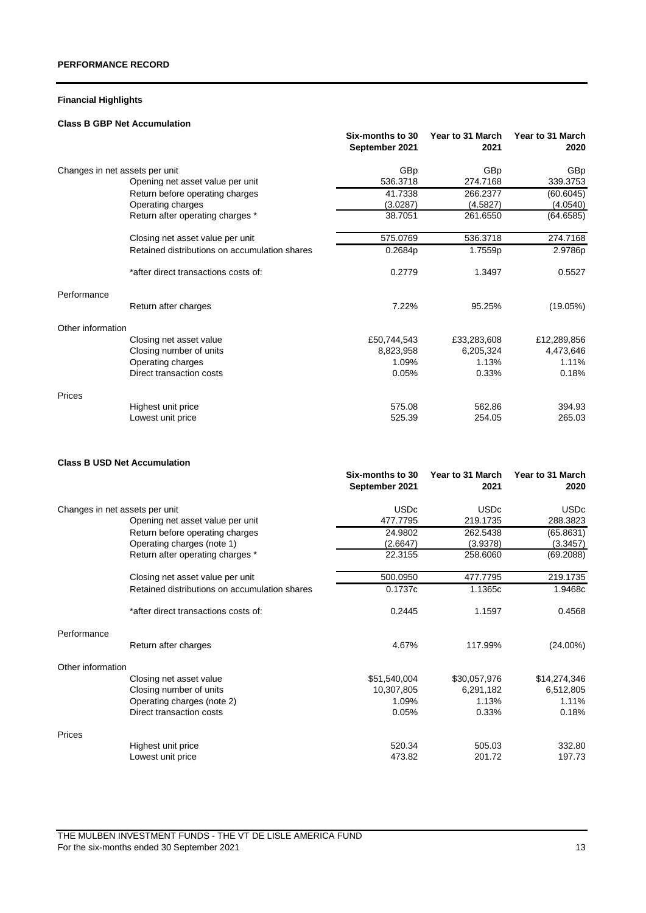## PERFORMANCE RECORD

### Financial Highlights

#### Class B GBP Net Accumulation

| | | Six-months to 30 September 2021 | Year to 31 March 2021 | Year to 31 March 2020 |
|---|---|---|---|---|
| Changes in net assets per unit | | GBp | GBp | GBp |
| | Opening net asset value per unit | 536.3718 | 274.7168 | 339.3753 |
| | Return before operating charges | 41.7338 | 266.2377 | (60.6045) |
| | Operating charges | (3.0287) | (4.5827) | (4.0540) |
| | Return after operating charges * | 38.7051 | 261.6550 | (64.6585) |
| | Closing net asset value per unit | 575.0769 | 536.3718 | 274.7168 |
| | Retained distributions on accumulation shares | 0.2684p | 1.7559p | 2.9786p |
| | *after direct transactions costs of: | 0.2779 | 1.3497 | 0.5527 |
| Performance | | | | |
| | Return after charges | 7.22% | 95.25% | (19.05%) |
| Other information | | | | |
| | Closing net asset value | £50,744,543 | £33,283,608 | £12,289,856 |
| | Closing number of units | 8,823,958 | 6,205,324 | 4,473,646 |
| | Operating charges | 1.09% | 1.13% | 1.11% |
| | Direct transaction costs | 0.05% | 0.33% | 0.18% |
| Prices | | | | |
| | Highest unit price | 575.08 | 562.86 | 394.93 |
| | Lowest unit price | 525.39 | 254.05 | 265.03 |

#### Class B USD Net Accumulation

| | | Six-months to 30 September 2021 | Year to 31 March 2021 | Year to 31 March 2020 |
|---|---|---|---|---|
| Changes in net assets per unit | | USDc | USDc | USDc |
| | Opening net asset value per unit | 477.7795 | 219.1735 | 288.3823 |
| | Return before operating charges | 24.9802 | 262.5438 | (65.8631) |
| | Operating charges (note 1) | (2.6647) | (3.9378) | (3.3457) |
| | Return after operating charges * | 22.3155 | 258.6060 | (69.2088) |
| | Closing net asset value per unit | 500.0950 | 477.7795 | 219.1735 |
| | Retained distributions on accumulation shares | 0.1737c | 1.1365c | 1.9468c |
| | *after direct transactions costs of: | 0.2445 | 1.1597 | 0.4568 |
| Performance | | | | |
| | Return after charges | 4.67% | 117.99% | (24.00%) |
| Other information | | | | |
| | Closing net asset value | $51,540,004 | $30,057,976 | $14,274,346 |
| | Closing number of units | 10,307,805 | 6,291,182 | 6,512,805 |
| | Operating charges (note 2) | 1.09% | 1.13% | 1.11% |
| | Direct transaction costs | 0.05% | 0.33% | 0.18% |
| Prices | | | | |
| | Highest unit price | 520.34 | 505.03 | 332.80 |
| | Lowest unit price | 473.82 | 201.72 | 197.73 |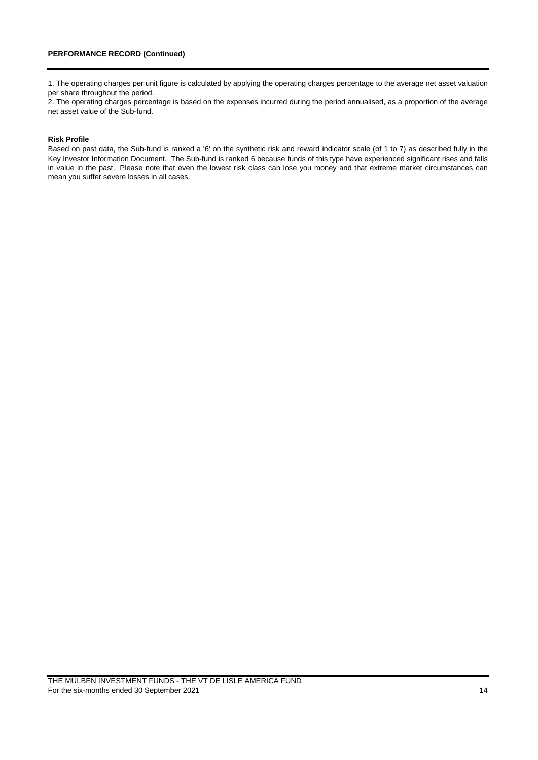**PERFORMANCE RECORD (Continued)**

1. The operating charges per unit figure is calculated by applying the operating charges percentage to the average net asset valuation per share throughout the period.

2. The operating charges percentage is based on the expenses incurred during the period annualised, as a proportion of the average net asset value of the Sub-fund.

**Risk Profile**

Based on past data, the Sub-fund is ranked a '6' on the synthetic risk and reward indicator scale (of 1 to 7) as described fully in the Key Investor Information Document. The Sub-fund is ranked 6 because funds of this type have experienced significant rises and falls in value in the past. Please note that even the lowest risk class can lose you money and that extreme market circumstances can mean you suffer severe losses in all cases.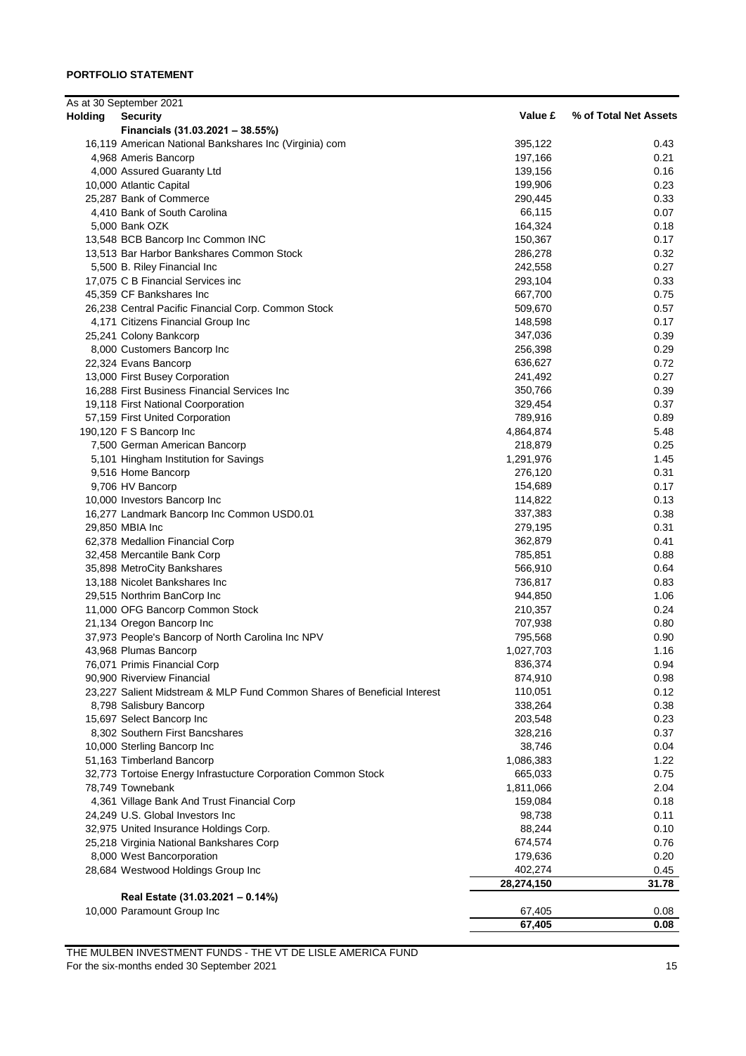**PORTFOLIO STATEMENT**

As at 30 September 2021

| Holding | Security | Value £ | % of Total Net Assets |
|---|---|---|---|
| | **Financials (31.03.2021 – 38.55%)** | | |
| 16,119 | American National Bankshares Inc (Virginia) com | 395,122 | 0.43 |
| 4,968 | Ameris Bancorp | 197,166 | 0.21 |
| 4,000 | Assured Guaranty Ltd | 139,156 | 0.16 |
| 10,000 | Atlantic Capital | 199,906 | 0.23 |
| 25,287 | Bank of Commerce | 290,445 | 0.33 |
| 4,410 | Bank of South Carolina | 66,115 | 0.07 |
| 5,000 | Bank OZK | 164,324 | 0.18 |
| 13,548 | BCB Bancorp Inc Common INC | 150,367 | 0.17 |
| 13,513 | Bar Harbor Bankshares Common Stock | 286,278 | 0.32 |
| 5,500 | B. Riley Financial Inc | 242,558 | 0.27 |
| 17,075 | C B Financial Services inc | 293,104 | 0.33 |
| 45,359 | CF Bankshares Inc | 667,700 | 0.75 |
| 26,238 | Central Pacific Financial Corp. Common Stock | 509,670 | 0.57 |
| 4,171 | Citizens Financial Group Inc | 148,598 | 0.17 |
| 25,241 | Colony Bankcorp | 347,036 | 0.39 |
| 8,000 | Customers Bancorp Inc | 256,398 | 0.29 |
| 22,324 | Evans Bancorp | 636,627 | 0.72 |
| 13,000 | First Busey Corporation | 241,492 | 0.27 |
| 16,288 | First Business Financial Services Inc | 350,766 | 0.39 |
| 19,118 | First National Coorporation | 329,454 | 0.37 |
| 57,159 | First United Corporation | 789,916 | 0.89 |
| 190,120 | F S Bancorp Inc | 4,864,874 | 5.48 |
| 7,500 | German American Bancorp | 218,879 | 0.25 |
| 5,101 | Hingham Institution for Savings | 1,291,976 | 1.45 |
| 9,516 | Home Bancorp | 276,120 | 0.31 |
| 9,706 | HV Bancorp | 154,689 | 0.17 |
| 10,000 | Investors Bancorp Inc | 114,822 | 0.13 |
| 16,277 | Landmark Bancorp Inc Common USD0.01 | 337,383 | 0.38 |
| 29,850 | MBIA Inc | 279,195 | 0.31 |
| 62,378 | Medallion Financial Corp | 362,879 | 0.41 |
| 32,458 | Mercantile Bank Corp | 785,851 | 0.88 |
| 35,898 | MetroCity Bankshares | 566,910 | 0.64 |
| 13,188 | Nicolet Bankshares Inc | 736,817 | 0.83 |
| 29,515 | Northrim BanCorp Inc | 944,850 | 1.06 |
| 11,000 | OFG Bancorp Common Stock | 210,357 | 0.24 |
| 21,134 | Oregon Bancorp Inc | 707,938 | 0.80 |
| 37,973 | People's Bancorp of North Carolina Inc NPV | 795,568 | 0.90 |
| 43,968 | Plumas Bancorp | 1,027,703 | 1.16 |
| 76,071 | Primis Financial Corp | 836,374 | 0.94 |
| 90,900 | Riverview Financial | 874,910 | 0.98 |
| 23,227 | Salient Midstream & MLP Fund Common Shares of Beneficial Interest | 110,051 | 0.12 |
| 8,798 | Salisbury Bancorp | 338,264 | 0.38 |
| 15,697 | Select Bancorp Inc | 203,548 | 0.23 |
| 8,302 | Southern First Bancshares | 328,216 | 0.37 |
| 10,000 | Sterling Bancorp Inc | 38,746 | 0.04 |
| 51,163 | Timberland Bancorp | 1,086,383 | 1.22 |
| 32,773 | Tortoise Energy Infrastucture Corporation Common Stock | 665,033 | 0.75 |
| 78,749 | Townebank | 1,811,066 | 2.04 |
| 4,361 | Village Bank And Trust Financial Corp | 159,084 | 0.18 |
| 24,249 | U.S. Global Investors Inc | 98,738 | 0.11 |
| 32,975 | United Insurance Holdings Corp. | 88,244 | 0.10 |
| 25,218 | Virginia National Bankshares Corp | 674,574 | 0.76 |
| 8,000 | West Bancorporation | 179,636 | 0.20 |
| 28,684 | Westwood Holdings Group Inc | 402,274 | 0.45 |
| | | **28,274,150** | **31.78** |
| | **Real Estate (31.03.2021 – 0.14%)** | | |
| 10,000 | Paramount Group Inc | 67,405 | 0.08 |
| | | **67,405** | **0.08** |

THE MULBEN INVESTMENT FUNDS - THE VT DE LISLE AMERICA FUND
For the six-months ended 30 September 2021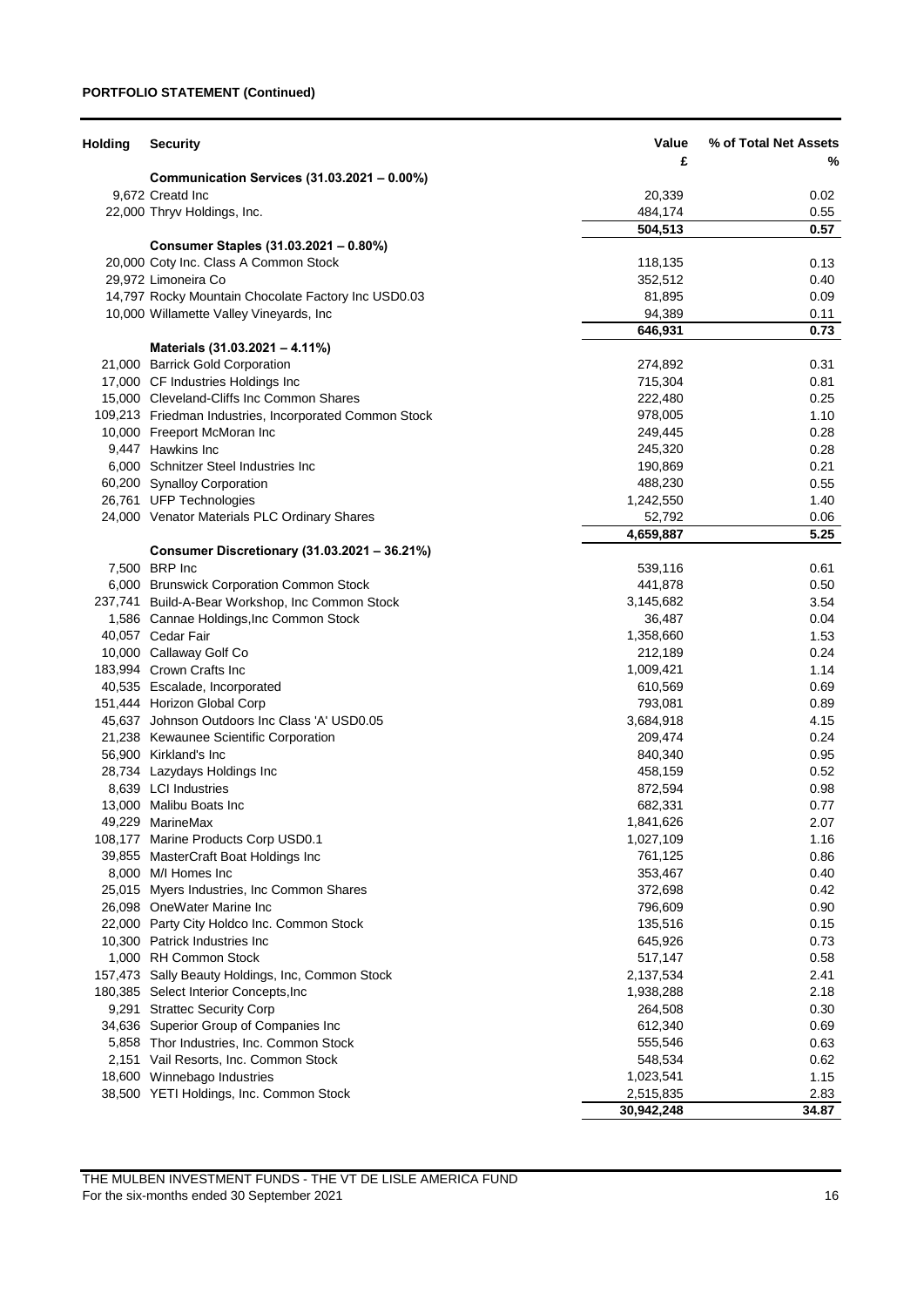**PORTFOLIO STATEMENT (Continued)**

| Holding | Security | Value £ | % of Total Net Assets % |
|---|---|---|---|
| | **Communication Services (31.03.2021 – 0.00%)** | | |
| 9,672 | Creatd Inc | 20,339 | 0.02 |
| 22,000 | Thryv Holdings, Inc. | 484,174 | 0.55 |
| | | **504,513** | **0.57** |
| | **Consumer Staples (31.03.2021 – 0.80%)** | | |
| 20,000 | Coty Inc. Class A Common Stock | 118,135 | 0.13 |
| 29,972 | Limoneira Co | 352,512 | 0.40 |
| 14,797 | Rocky Mountain Chocolate Factory Inc USD0.03 | 81,895 | 0.09 |
| 10,000 | Willamette Valley Vineyards, Inc | 94,389 | 0.11 |
| | | **646,931** | **0.73** |
| | **Materials (31.03.2021 – 4.11%)** | | |
| 21,000 | Barrick Gold Corporation | 274,892 | 0.31 |
| 17,000 | CF Industries Holdings Inc | 715,304 | 0.81 |
| 15,000 | Cleveland-Cliffs Inc Common Shares | 222,480 | 0.25 |
| 109,213 | Friedman Industries, Incorporated Common Stock | 978,005 | 1.10 |
| 10,000 | Freeport McMoran Inc | 249,445 | 0.28 |
| 9,447 | Hawkins Inc | 245,320 | 0.28 |
| 6,000 | Schnitzer Steel Industries Inc | 190,869 | 0.21 |
| 60,200 | Synalloy Corporation | 488,230 | 0.55 |
| 26,761 | UFP Technologies | 1,242,550 | 1.40 |
| 24,000 | Venator Materials PLC Ordinary Shares | 52,792 | 0.06 |
| | | **4,659,887** | **5.25** |
| | **Consumer Discretionary (31.03.2021 – 36.21%)** | | |
| 7,500 | BRP Inc | 539,116 | 0.61 |
| 6,000 | Brunswick Corporation Common Stock | 441,878 | 0.50 |
| 237,741 | Build-A-Bear Workshop, Inc Common Stock | 3,145,682 | 3.54 |
| 1,586 | Cannae Holdings,Inc Common Stock | 36,487 | 0.04 |
| 40,057 | Cedar Fair | 1,358,660 | 1.53 |
| 10,000 | Callaway Golf Co | 212,189 | 0.24 |
| 183,994 | Crown Crafts Inc | 1,009,421 | 1.14 |
| 40,535 | Escalade, Incorporated | 610,569 | 0.69 |
| 151,444 | Horizon Global Corp | 793,081 | 0.89 |
| 45,637 | Johnson Outdoors Inc Class 'A' USD0.05 | 3,684,918 | 4.15 |
| 21,238 | Kewaunee Scientific Corporation | 209,474 | 0.24 |
| 56,900 | Kirkland's Inc | 840,340 | 0.95 |
| 28,734 | Lazydays Holdings Inc | 458,159 | 0.52 |
| 8,639 | LCI Industries | 872,594 | 0.98 |
| 13,000 | Malibu Boats Inc | 682,331 | 0.77 |
| 49,229 | MarineMax | 1,841,626 | 2.07 |
| 108,177 | Marine Products Corp USD0.1 | 1,027,109 | 1.16 |
| 39,855 | MasterCraft Boat Holdings Inc | 761,125 | 0.86 |
| 8,000 | M/I Homes Inc | 353,467 | 0.40 |
| 25,015 | Myers Industries, Inc Common Shares | 372,698 | 0.42 |
| 26,098 | OneWater Marine Inc | 796,609 | 0.90 |
| 22,000 | Party City Holdco Inc. Common Stock | 135,516 | 0.15 |
| 10,300 | Patrick Industries Inc | 645,926 | 0.73 |
| 1,000 | RH Common Stock | 517,147 | 0.58 |
| 157,473 | Sally Beauty Holdings, Inc, Common Stock | 2,137,534 | 2.41 |
| 180,385 | Select Interior Concepts,Inc | 1,938,288 | 2.18 |
| 9,291 | Strattec Security Corp | 264,508 | 0.30 |
| 34,636 | Superior Group of Companies Inc | 612,340 | 0.69 |
| 5,858 | Thor Industries, Inc. Common Stock | 555,546 | 0.63 |
| 2,151 | Vail Resorts, Inc. Common Stock | 548,534 | 0.62 |
| 18,600 | Winnebago Industries | 1,023,541 | 1.15 |
| 38,500 | YETI Holdings, Inc. Common Stock | 2,515,835 | 2.83 |
| | | **30,942,248** | **34.87** |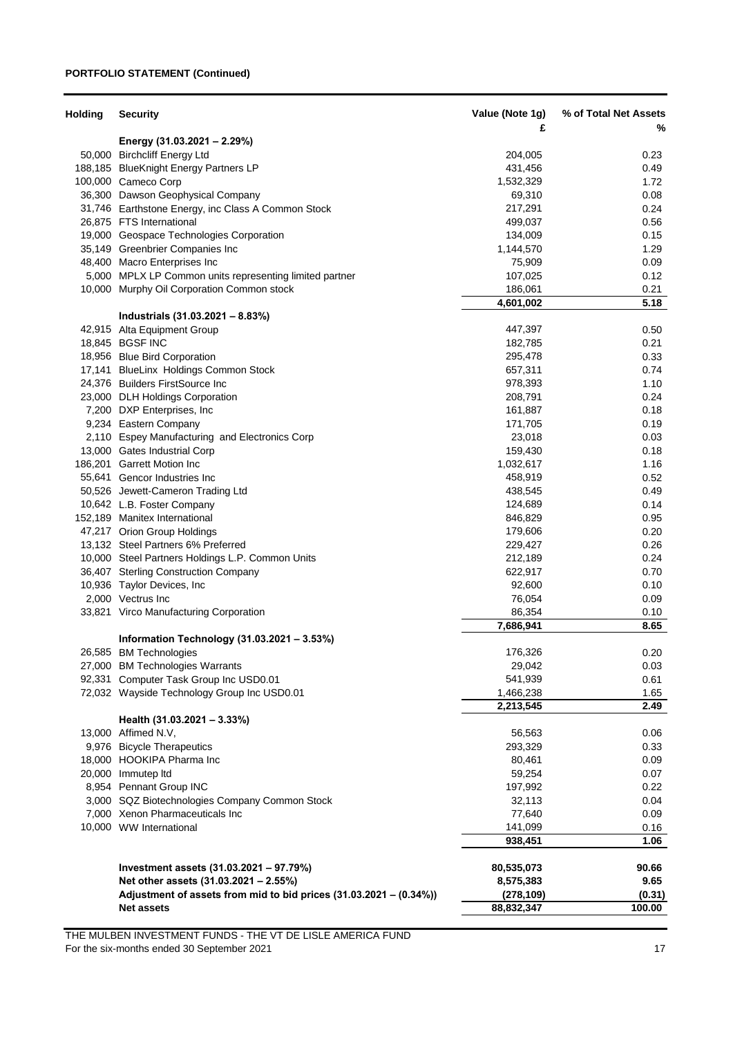**PORTFOLIO STATEMENT (Continued)**

| Holding | Security | Value (Note 1g) £ | % of Total Net Assets % |
|---|---|---|---|
| | **Energy (31.03.2021 – 2.29%)** | | |
| 50,000 | Birchcliff Energy Ltd | 204,005 | 0.23 |
| 188,185 | BlueKnight Energy Partners LP | 431,456 | 0.49 |
| 100,000 | Cameco Corp | 1,532,329 | 1.72 |
| 36,300 | Dawson Geophysical Company | 69,310 | 0.08 |
| 31,746 | Earthstone Energy, inc Class A Common Stock | 217,291 | 0.24 |
| 26,875 | FTS International | 499,037 | 0.56 |
| 19,000 | Geospace Technologies Corporation | 134,009 | 0.15 |
| 35,149 | Greenbrier Companies Inc | 1,144,570 | 1.29 |
| 48,400 | Macro Enterprises Inc | 75,909 | 0.09 |
| 5,000 | MPLX LP Common units representing limited partner | 107,025 | 0.12 |
| 10,000 | Murphy Oil Corporation Common stock | 186,061 | 0.21 |
| | | **4,601,002** | **5.18** |
| | **Industrials (31.03.2021 – 8.83%)** | | |
| 42,915 | Alta Equipment Group | 447,397 | 0.50 |
| 18,845 | BGSF INC | 182,785 | 0.21 |
| 18,956 | Blue Bird Corporation | 295,478 | 0.33 |
| 17,141 | BlueLinx Holdings Common Stock | 657,311 | 0.74 |
| 24,376 | Builders FirstSource Inc | 978,393 | 1.10 |
| 23,000 | DLH Holdings Corporation | 208,791 | 0.24 |
| 7,200 | DXP Enterprises, Inc | 161,887 | 0.18 |
| 9,234 | Eastern Company | 171,705 | 0.19 |
| 2,110 | Espey Manufacturing and Electronics Corp | 23,018 | 0.03 |
| 13,000 | Gates Industrial Corp | 159,430 | 0.18 |
| 186,201 | Garrett Motion Inc | 1,032,617 | 1.16 |
| 55,641 | Gencor Industries Inc | 458,919 | 0.52 |
| 50,526 | Jewett-Cameron Trading Ltd | 438,545 | 0.49 |
| 10,642 | L.B. Foster Company | 124,689 | 0.14 |
| 152,189 | Manitex International | 846,829 | 0.95 |
| 47,217 | Orion Group Holdings | 179,606 | 0.20 |
| 13,132 | Steel Partners 6% Preferred | 229,427 | 0.26 |
| 10,000 | Steel Partners Holdings L.P. Common Units | 212,189 | 0.24 |
| 36,407 | Sterling Construction Company | 622,917 | 0.70 |
| 10,936 | Taylor Devices, Inc | 92,600 | 0.10 |
| 2,000 | Vectrus Inc | 76,054 | 0.09 |
| 33,821 | Virco Manufacturing Corporation | 86,354 | 0.10 |
| | | **7,686,941** | **8.65** |
| | **Information Technology (31.03.2021 – 3.53%)** | | |
| 26,585 | BM Technologies | 176,326 | 0.20 |
| 27,000 | BM Technologies Warrants | 29,042 | 0.03 |
| 92,331 | Computer Task Group Inc USD0.01 | 541,939 | 0.61 |
| 72,032 | Wayside Technology Group Inc USD0.01 | 1,466,238 | 1.65 |
| | | **2,213,545** | **2.49** |
| | **Health (31.03.2021 – 3.33%)** | | |
| 13,000 | Affimed N.V, | 56,563 | 0.06 |
| 9,976 | Bicycle Therapeutics | 293,329 | 0.33 |
| 18,000 | HOOKIPA Pharma Inc | 80,461 | 0.09 |
| 20,000 | Immutep ltd | 59,254 | 0.07 |
| 8,954 | Pennant Group INC | 197,992 | 0.22 |
| 3,000 | SQZ Biotechnologies Company Common Stock | 32,113 | 0.04 |
| 7,000 | Xenon Pharmaceuticals Inc | 77,640 | 0.09 |
| 10,000 | WW International | 141,099 | 0.16 |
| | | **938,451** | **1.06** |
| | **Investment assets (31.03.2021 – 97.79%)** | **80,535,073** | **90.66** |
| | **Net other assets (31.03.2021 – 2.55%)** | **8,575,383** | **9.65** |
| | **Adjustment of assets from mid to bid prices (31.03.2021 – (0.34%))** | **(278,109)** | **(0.31)** |
| | **Net assets** | **88,832,347** | **100.00** |

THE MULBEN INVESTMENT FUNDS - THE VT DE LISLE AMERICA FUND
For the six-months ended 30 September 2021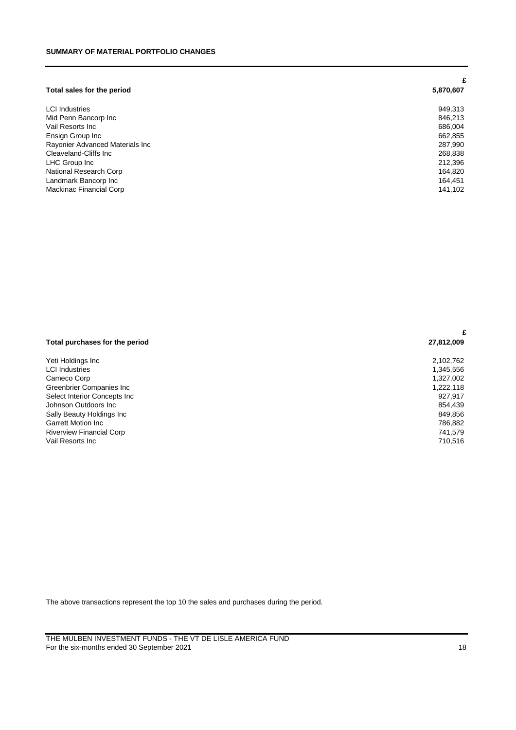## SUMMARY OF MATERIAL PORTFOLIO CHANGES

| | £ |
|---|---|
| **Total sales for the period** | **5,870,607** |
| LCI Industries | 949,313 |
| Mid Penn Bancorp Inc | 846,213 |
| Vail Resorts Inc | 686,004 |
| Ensign Group Inc | 662,855 |
| Rayonier Advanced Materials Inc | 287,990 |
| Cleaveland-Cliffs Inc | 268,838 |
| LHC Group Inc | 212,396 |
| National Research Corp | 164,820 |
| Landmark Bancorp Inc | 164,451 |
| Mackinac Financial Corp | 141,102 |

| | £ |
|---|---|
| **Total purchases for the period** | **27,812,009** |
| Yeti Holdings Inc | 2,102,762 |
| LCI Industries | 1,345,556 |
| Cameco Corp | 1,327,002 |
| Greenbrier Companies Inc | 1,222,118 |
| Select Interior Concepts Inc | 927,917 |
| Johnson Outdoors Inc | 854,439 |
| Sally Beauty Holdings Inc | 849,856 |
| Garrett Motion Inc | 786,882 |
| Riverview Financial Corp | 741,579 |
| Vail Resorts Inc | 710,516 |

The above transactions represent the top 10 the sales and purchases during the period.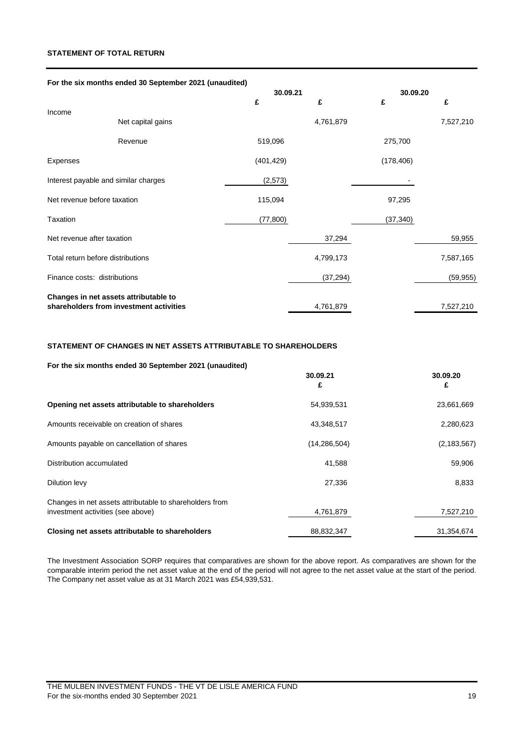## STATEMENT OF TOTAL RETURN

**For the six months ended 30 September 2021 (unaudited)**

| | | **30.09.21** | | **30.09.20** | |
|---|---|---|---|---|---|
| | | **£** | **£** | **£** | **£** |
| Income | | | | | |
| | Net capital gains | | 4,761,879 | | 7,527,210 |
| | Revenue | 519,096 | | 275,700 | |
| Expenses | | (401,429) | | (178,406) | |
| Interest payable and similar charges | | (2,573) | | - | |
| Net revenue before taxation | | 115,094 | | 97,295 | |
| Taxation | | (77,800) | | (37,340) | |
| Net revenue after taxation | | | 37,294 | | 59,955 |
| Total return before distributions | | | 4,799,173 | | 7,587,165 |
| Finance costs: distributions | | | (37,294) | | (59,955) |
| **Changes in net assets attributable to shareholders from investment activities** | | | 4,761,879 | | 7,527,210 |

## STATEMENT OF CHANGES IN NET ASSETS ATTRIBUTABLE TO SHAREHOLDERS

**For the six months ended 30 September 2021 (unaudited)**

| | **30.09.21** | **30.09.20** |
|---|---|---|
| | **£** | **£** |
| **Opening net assets attributable to shareholders** | 54,939,531 | 23,661,669 |
| Amounts receivable on creation of shares | 43,348,517 | 2,280,623 |
| Amounts payable on cancellation of shares | (14,286,504) | (2,183,567) |
| Distribution accumulated | 41,588 | 59,906 |
| Dilution levy | 27,336 | 8,833 |
| Changes in net assets attributable to shareholders from investment activities (see above) | 4,761,879 | 7,527,210 |
| **Closing net assets attributable to shareholders** | 88,832,347 | 31,354,674 |

The Investment Association SORP requires that comparatives are shown for the above report. As comparatives are shown for the comparable interim period the net asset value at the end of the period will not agree to the net asset value at the start of the period. The Company net asset value as at 31 March 2021 was £54,939,531.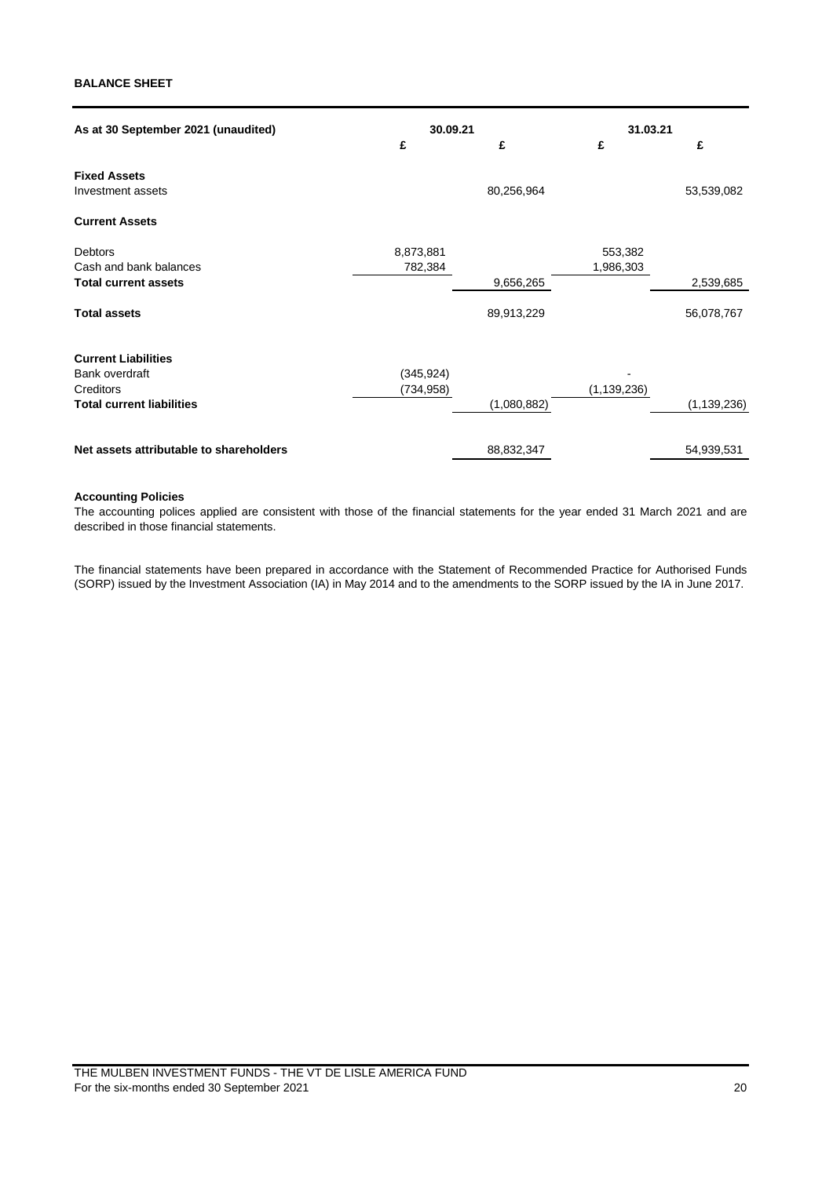## BALANCE SHEET

| As at 30 September 2021 (unaudited) | 30.09.21 | | 31.03.21 | |
|---|---|---|---|---|
| | £ | £ | £ | £ |
| **Fixed Assets** | | | | |
| Investment assets | | 80,256,964 | | 53,539,082 |
| **Current Assets** | | | | |
| Debtors | 8,873,881 | | 553,382 | |
| Cash and bank balances | 782,384 | | 1,986,303 | |
| **Total current assets** | | 9,656,265 | | 2,539,685 |
| **Total assets** | | 89,913,229 | | 56,078,767 |
| **Current Liabilities** | | | | |
| Bank overdraft | (345,924) | | - | |
| Creditors | (734,958) | | (1,139,236) | |
| **Total current liabilities** | | (1,080,882) | | (1,139,236) |
| **Net assets attributable to shareholders** | | 88,832,347 | | 54,939,531 |

**Accounting Policies**

The accounting polices applied are consistent with those of the financial statements for the year ended 31 March 2021 and are described in those financial statements.

The financial statements have been prepared in accordance with the Statement of Recommended Practice for Authorised Funds (SORP) issued by the Investment Association (IA) in May 2014 and to the amendments to the SORP issued by the IA in June 2017.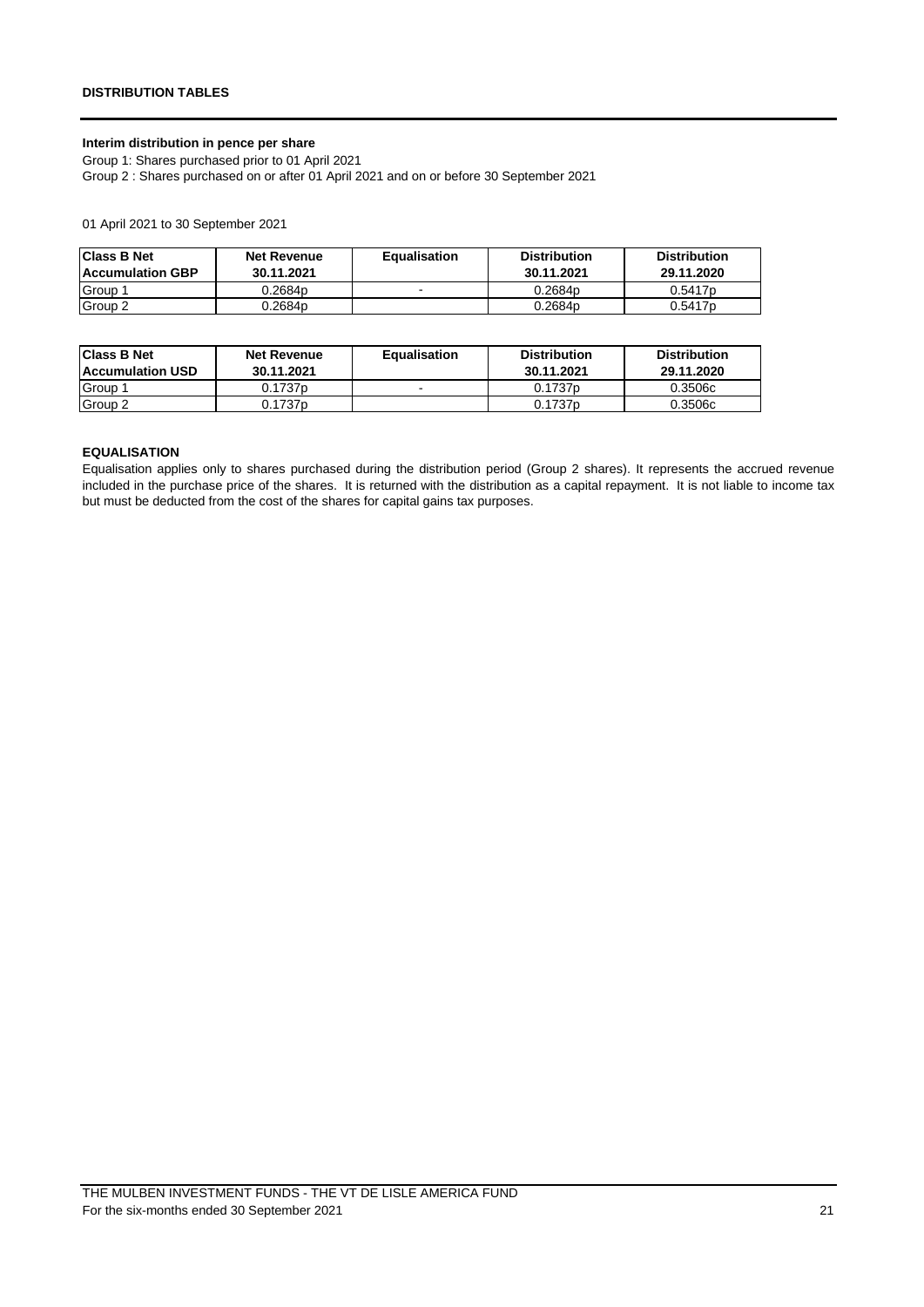## DISTRIBUTION TABLES

**Interim distribution in pence per share**

Group 1: Shares purchased prior to 01 April 2021

Group 2 : Shares purchased on or after 01 April 2021 and on or before 30 September 2021

01 April 2021 to 30 September 2021

| Class B Net Accumulation GBP | Net Revenue 30.11.2021 | Equalisation | Distribution 30.11.2021 | Distribution 29.11.2020 |
|---|---|---|---|---|
| Group 1 | 0.2684p | - | 0.2684p | 0.5417p |
| Group 2 | 0.2684p | | 0.2684p | 0.5417p |

| Class B Net Accumulation USD | Net Revenue 30.11.2021 | Equalisation | Distribution 30.11.2021 | Distribution 29.11.2020 |
|---|---|---|---|---|
| Group 1 | 0.1737p | - | 0.1737p | 0.3506c |
| Group 2 | 0.1737p | | 0.1737p | 0.3506c |

**EQUALISATION**

Equalisation applies only to shares purchased during the distribution period (Group 2 shares). It represents the accrued revenue included in the purchase price of the shares. It is returned with the distribution as a capital repayment. It is not liable to income tax but must be deducted from the cost of the shares for capital gains tax purposes.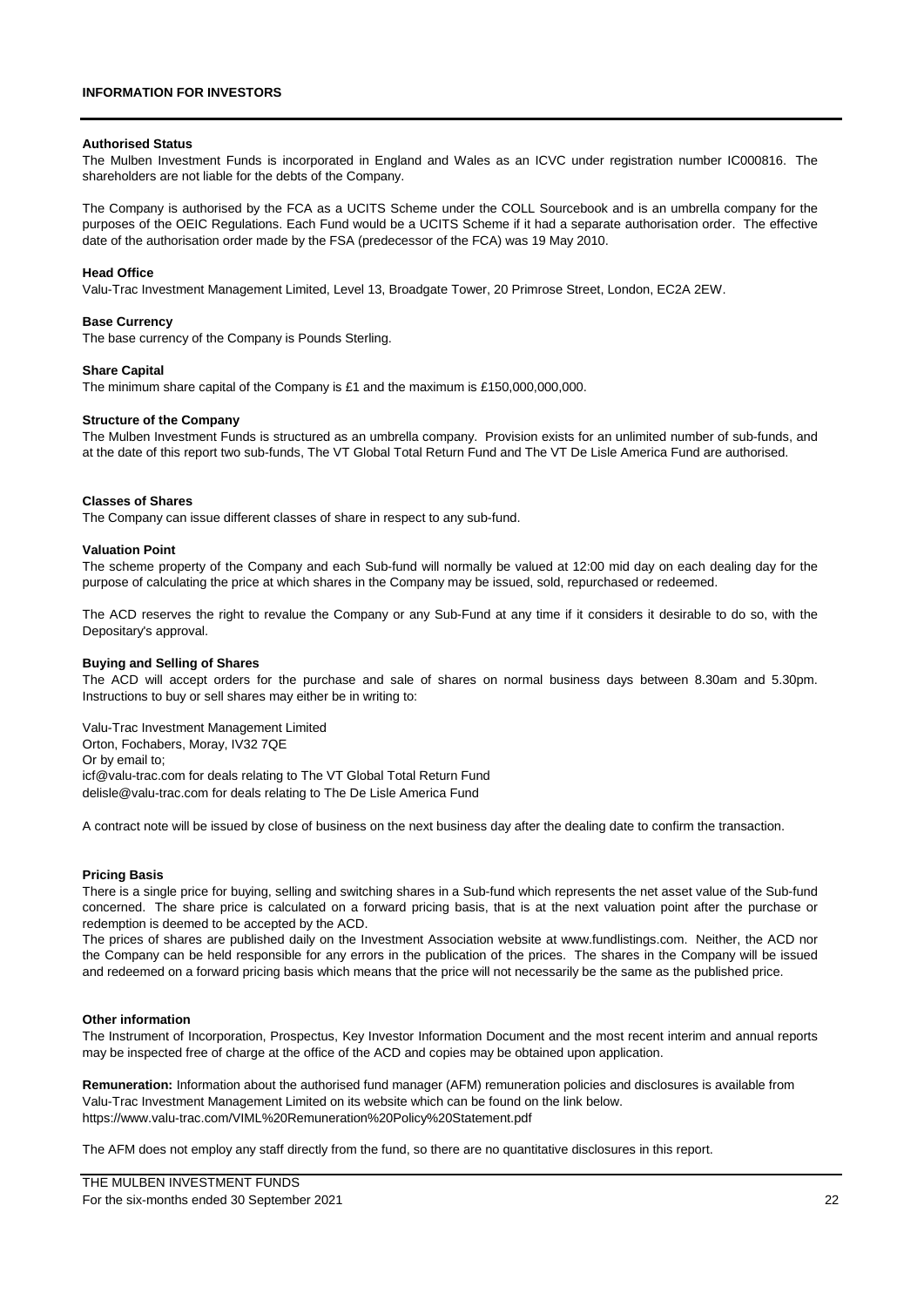## INFORMATION FOR INVESTORS

### Authorised Status

The Mulben Investment Funds is incorporated in England and Wales as an ICVC under registration number IC000816. The shareholders are not liable for the debts of the Company.

The Company is authorised by the FCA as a UCITS Scheme under the COLL Sourcebook and is an umbrella company for the purposes of the OEIC Regulations. Each Fund would be a UCITS Scheme if it had a separate authorisation order. The effective date of the authorisation order made by the FSA (predecessor of the FCA) was 19 May 2010.

### Head Office

Valu-Trac Investment Management Limited, Level 13, Broadgate Tower, 20 Primrose Street, London, EC2A 2EW.

### Base Currency

The base currency of the Company is Pounds Sterling.

### Share Capital

The minimum share capital of the Company is £1 and the maximum is £150,000,000,000.

### Structure of the Company

The Mulben Investment Funds is structured as an umbrella company. Provision exists for an unlimited number of sub-funds, and at the date of this report two sub-funds, The VT Global Total Return Fund and The VT De Lisle America Fund are authorised.

### Classes of Shares

The Company can issue different classes of share in respect to any sub-fund.

### Valuation Point

The scheme property of the Company and each Sub-fund will normally be valued at 12:00 mid day on each dealing day for the purpose of calculating the price at which shares in the Company may be issued, sold, repurchased or redeemed.

The ACD reserves the right to revalue the Company or any Sub-Fund at any time if it considers it desirable to do so, with the Depositary's approval.

### Buying and Selling of Shares

The ACD will accept orders for the purchase and sale of shares on normal business days between 8.30am and 5.30pm. Instructions to buy or sell shares may either be in writing to:

Valu-Trac Investment Management Limited
Orton, Fochabers, Moray, IV32 7QE
Or by email to;
icf@valu-trac.com for deals relating to The VT Global Total Return Fund
delisle@valu-trac.com for deals relating to The De Lisle America Fund

A contract note will be issued by close of business on the next business day after the dealing date to confirm the transaction.

### Pricing Basis

There is a single price for buying, selling and switching shares in a Sub-fund which represents the net asset value of the Sub-fund concerned. The share price is calculated on a forward pricing basis, that is at the next valuation point after the purchase or redemption is deemed to be accepted by the ACD.
The prices of shares are published daily on the Investment Association website at www.fundlistings.com. Neither, the ACD nor the Company can be held responsible for any errors in the publication of the prices. The shares in the Company will be issued and redeemed on a forward pricing basis which means that the price will not necessarily be the same as the published price.

### Other information

The Instrument of Incorporation, Prospectus, Key Investor Information Document and the most recent interim and annual reports may be inspected free of charge at the office of the ACD and copies may be obtained upon application.

**Remuneration:** Information about the authorised fund manager (AFM) remuneration policies and disclosures is available from Valu-Trac Investment Management Limited on its website which can be found on the link below.
https://www.valu-trac.com/VIML%20Remuneration%20Policy%20Statement.pdf

The AFM does not employ any staff directly from the fund, so there are no quantitative disclosures in this report.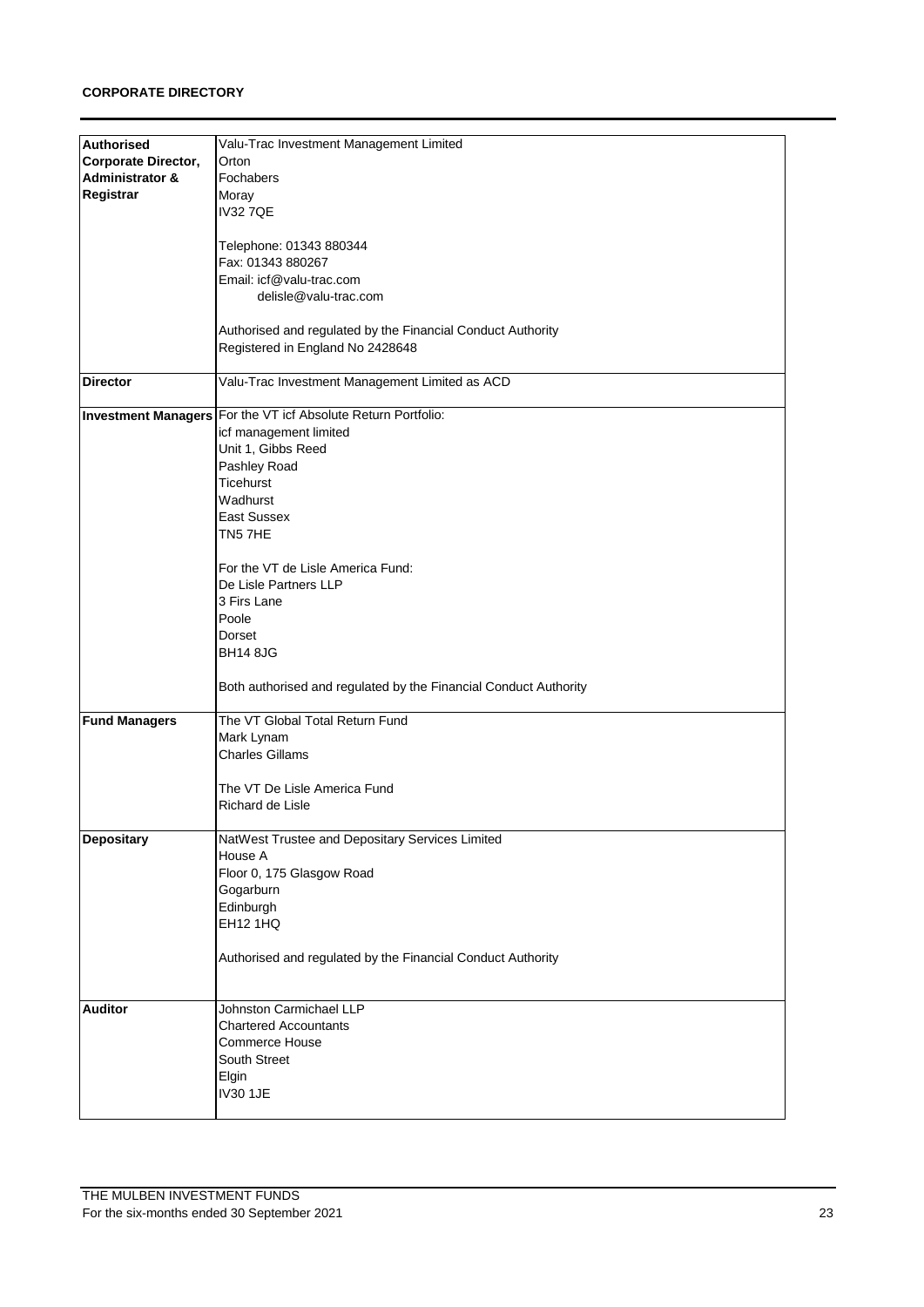## CORPORATE DIRECTORY

| | |
|---|---|
| **Authorised Corporate Director, Administrator & Registrar** | Valu-Trac Investment Management Limited<br>Orton<br>Fochabers<br>Moray<br>IV32 7QE<br><br>Telephone: 01343 880344<br>Fax: 01343 880267<br>Email: icf@valu-trac.com<br>delisle@valu-trac.com<br><br>Authorised and regulated by the Financial Conduct Authority<br>Registered in England No 2428648 |
| **Director** | Valu-Trac Investment Management Limited as ACD |
| **Investment Managers** | For the VT icf Absolute Return Portfolio:<br>icf management limited<br>Unit 1, Gibbs Reed<br>Pashley Road<br>Ticehurst<br>Wadhurst<br>East Sussex<br>TN5 7HE<br><br>For the VT de Lisle America Fund:<br>De Lisle Partners LLP<br>3 Firs Lane<br>Poole<br>Dorset<br>BH14 8JG<br><br>Both authorised and regulated by the Financial Conduct Authority |
| **Fund Managers** | The VT Global Total Return Fund<br>Mark Lynam<br>Charles Gillams<br><br>The VT De Lisle America Fund<br>Richard de Lisle |
| **Depositary** | NatWest Trustee and Depositary Services Limited<br>House A<br>Floor 0, 175 Glasgow Road<br>Gogarburn<br>Edinburgh<br>EH12 1HQ<br><br>Authorised and regulated by the Financial Conduct Authority |
| **Auditor** | Johnston Carmichael LLP<br>Chartered Accountants<br>Commerce House<br>South Street<br>Elgin<br>IV30 1JE |